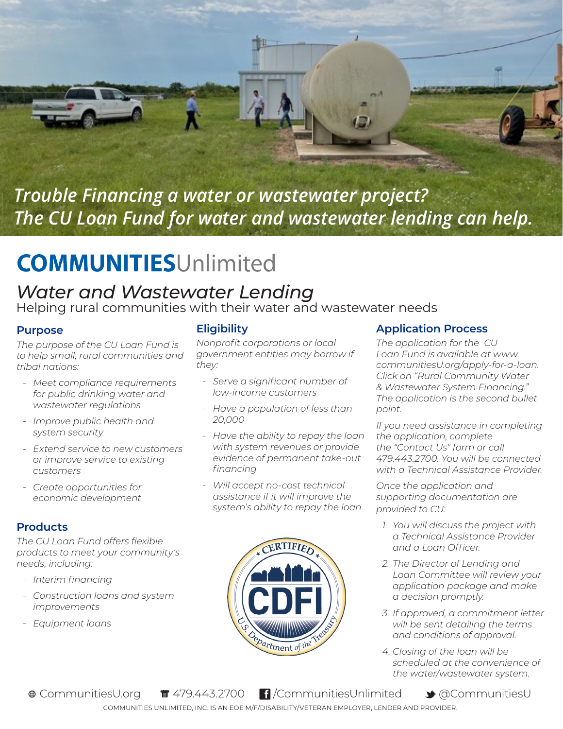*Trouble Financing a water or wastewater project?*
*The CU Loan Fund for water and wastewater lending can help.*

# COMMUNITIES Unlimited

## *Water and Wastewater Lending*

Helping rural communities with their water and wastewater needs

### Purpose

*The purpose of the CU Loan Fund is to help small, rural communities and tribal nations:*

- *Meet compliance requirements for public drinking water and wastewater regulations*
- *Improve public health and system security*
- *Extend service to new customers or improve service to existing customers*
- *Create opportunities for economic development*

### Products

*The CU Loan Fund offers flexible products to meet your community's needs, including:*

- *Interim financing*
- *Construction loans and system improvements*
- *Equipment loans*

### Eligibility

*Nonprofit corporations or local government entities may borrow if they:*

- *Serve a significant number of low-income customers*
- *Have a population of less than 20,000*
- *Have the ability to repay the loan with system revenues or provide evidence of permanent take-out financing*
- *Will accept no-cost technical assistance if it will improve the system's ability to repay the loan*

### Application Process

*The application for the CU Loan Fund is available at www.communitiesU.org/apply-for-a-loan. Click on "Rural Community Water & Wastewater System Financing." The application is the second bullet point.*

*If you need assistance in completing the application, complete the "Contact Us" form or call 479.443.2700. You will be connected with a Technical Assistance Provider.*

*Once the application and supporting documentation are provided to CU:*

1. *You will discuss the project with a Technical Assistance Provider and a Loan Officer.*
2. *The Director of Lending and Loan Committee will review your application package and make a decision promptly.*
3. *If approved, a commitment letter will be sent detailing the terms and conditions of approval.*
4. *Closing of the loan will be scheduled at the convenience of the water/wastewater system.*

CERTIFIED CDFI — U.S. Department of the Treasury

CommunitiesU.org | 479.443.2700 | /CommunitiesUnlimited | @CommunitiesU

COMMUNITIES UNLIMITED, INC. IS AN EOE M/F/DISABILITY/VETERAN EMPLOYER, LENDER AND PROVIDER.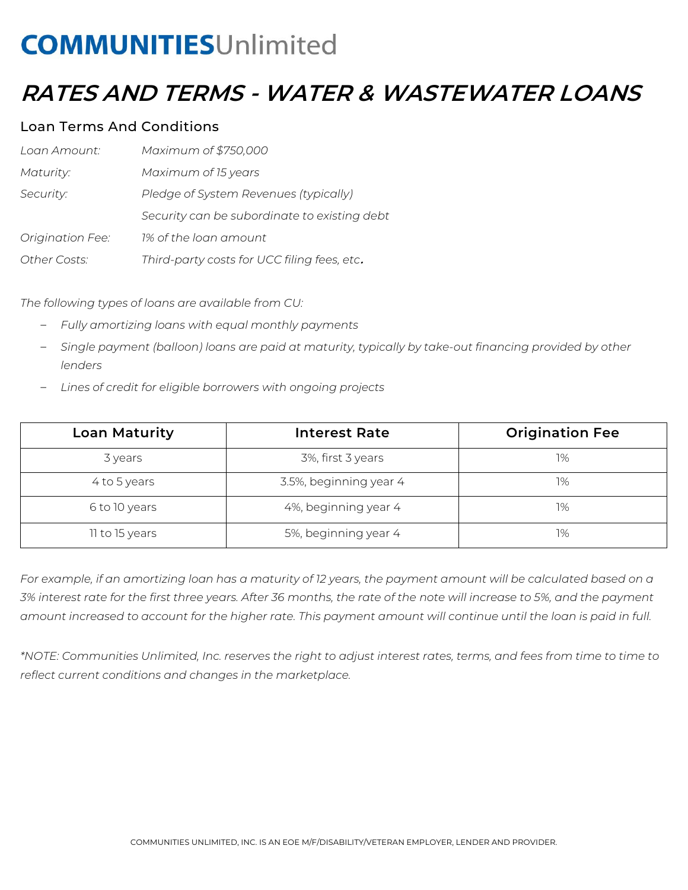# COMMUNITIESUnlimited

# *RATES AND TERMS - WATER & WASTEWATER LOANS*

## Loan Terms And Conditions

| | |
|---|---|
| *Loan Amount:* | *Maximum of $750,000* |
| *Maturity:* | *Maximum of 15 years* |
| *Security:* | *Pledge of System Revenues (typically)* |
| | *Security can be subordinate to existing debt* |
| *Origination Fee:* | *1% of the loan amount* |
| *Other Costs:* | *Third-party costs for UCC filing fees, etc.* |

*The following types of loans are available from CU:*

- *Fully amortizing loans with equal monthly payments*
- *Single payment (balloon) loans are paid at maturity, typically by take-out financing provided by other lenders*
- *Lines of credit for eligible borrowers with ongoing projects*

| Loan Maturity | Interest Rate | Origination Fee |
|---|---|---|
| 3 years | 3%, first 3 years | 1% |
| 4 to 5 years | 3.5%, beginning year 4 | 1% |
| 6 to 10 years | 4%, beginning year 4 | 1% |
| 11 to 15 years | 5%, beginning year 4 | 1% |

*For example, if an amortizing loan has a maturity of 12 years, the payment amount will be calculated based on a 3% interest rate for the first three years. After 36 months, the rate of the note will increase to 5%, and the payment amount increased to account for the higher rate. This payment amount will continue until the loan is paid in full.*

**NOTE: Communities Unlimited, Inc. reserves the right to adjust interest rates, terms, and fees from time to time to reflect current conditions and changes in the marketplace.*

COMMUNITIES UNLIMITED, INC. IS AN EOE M/F/DISABILITY/VETERAN EMPLOYER, LENDER AND PROVIDER.